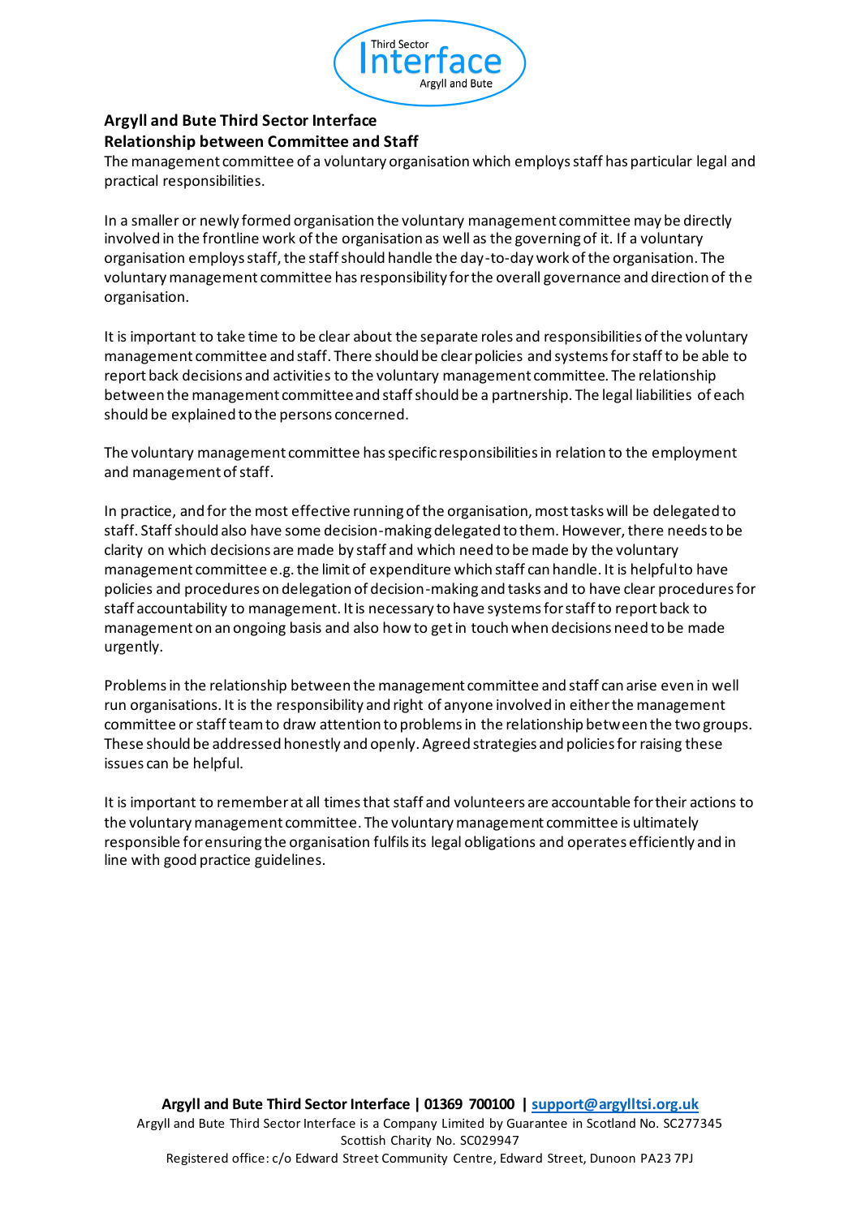**Argyll and Bute Third Sector Interface**
**Relationship between Committee and Staff**

The management committee of a voluntary organisation which employs staff has particular legal and practical responsibilities.

In a smaller or newly formed organisation the voluntary management committee may be directly involved in the frontline work of the organisation as well as the governing of it. If a voluntary organisation employs staff, the staff should handle the day-to-day work of the organisation. The voluntary management committee has responsibility for the overall governance and direction of the organisation.

It is important to take time to be clear about the separate roles and responsibilities of the voluntary management committee and staff. There should be clear policies and systems for staff to be able to report back decisions and activities to the voluntary management committee. The relationship between the management committee and staff should be a partnership. The legal liabilities of each should be explained to the persons concerned.

The voluntary management committee has specific responsibilities in relation to the employment and management of staff.

In practice, and for the most effective running of the organisation, most tasks will be delegated to staff. Staff should also have some decision-making delegated to them. However, there needs to be clarity on which decisions are made by staff and which need to be made by the voluntary management committee e.g. the limit of expenditure which staff can handle. It is helpful to have policies and procedures on delegation of decision-making and tasks and to have clear procedures for staff accountability to management. It is necessary to have systems for staff to report back to management on an ongoing basis and also how to get in touch when decisions need to be made urgently.

Problems in the relationship between the management committee and staff can arise even in well run organisations. It is the responsibility and right of anyone involved in either the management committee or staff team to draw attention to problems in the relationship between the two groups. These should be addressed honestly and openly. Agreed strategies and policies for raising these issues can be helpful.

It is important to remember at all times that staff and volunteers are accountable for their actions to the voluntary management committee. The voluntary management committee is ultimately responsible for ensuring the organisation fulfils its legal obligations and operates efficiently and in line with good practice guidelines.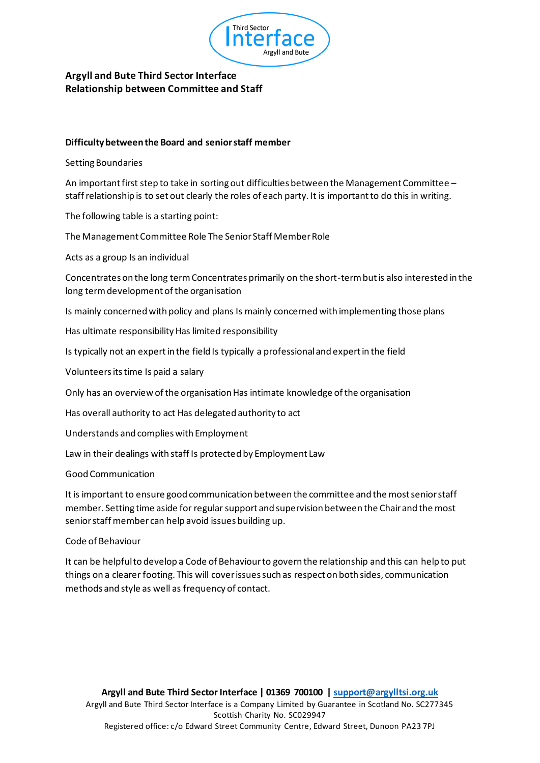**Argyll and Bute Third Sector Interface**
**Relationship between Committee and Staff**

**Difficulty between the Board and senior staff member**

Setting Boundaries

An important first step to take in sorting out difficulties between the Management Committee – staff relationship is to set out clearly the roles of each party. It is important to do this in writing.

The following table is a starting point:

The Management Committee Role The Senior Staff Member Role

Acts as a group Is an individual

Concentrates on the long term Concentrates primarily on the short-term but is also interested in the long term development of the organisation

Is mainly concerned with policy and plans Is mainly concerned with implementing those plans

Has ultimate responsibility Has limited responsibility

Is typically not an expert in the field Is typically a professional and expert in the field

Volunteers its time Is paid a salary

Only has an overview of the organisation Has intimate knowledge of the organisation

Has overall authority to act Has delegated authority to act

Understands and complies with Employment

Law in their dealings with staff Is protected by Employment Law

Good Communication

It is important to ensure good communication between the committee and the most senior staff member. Setting time aside for regular support and supervision between the Chair and the most senior staff member can help avoid issues building up.

Code of Behaviour

It can be helpful to develop a Code of Behaviour to govern the relationship and this can help to put things on a clearer footing. This will cover issues such as respect on both sides, communication methods and style as well as frequency of contact.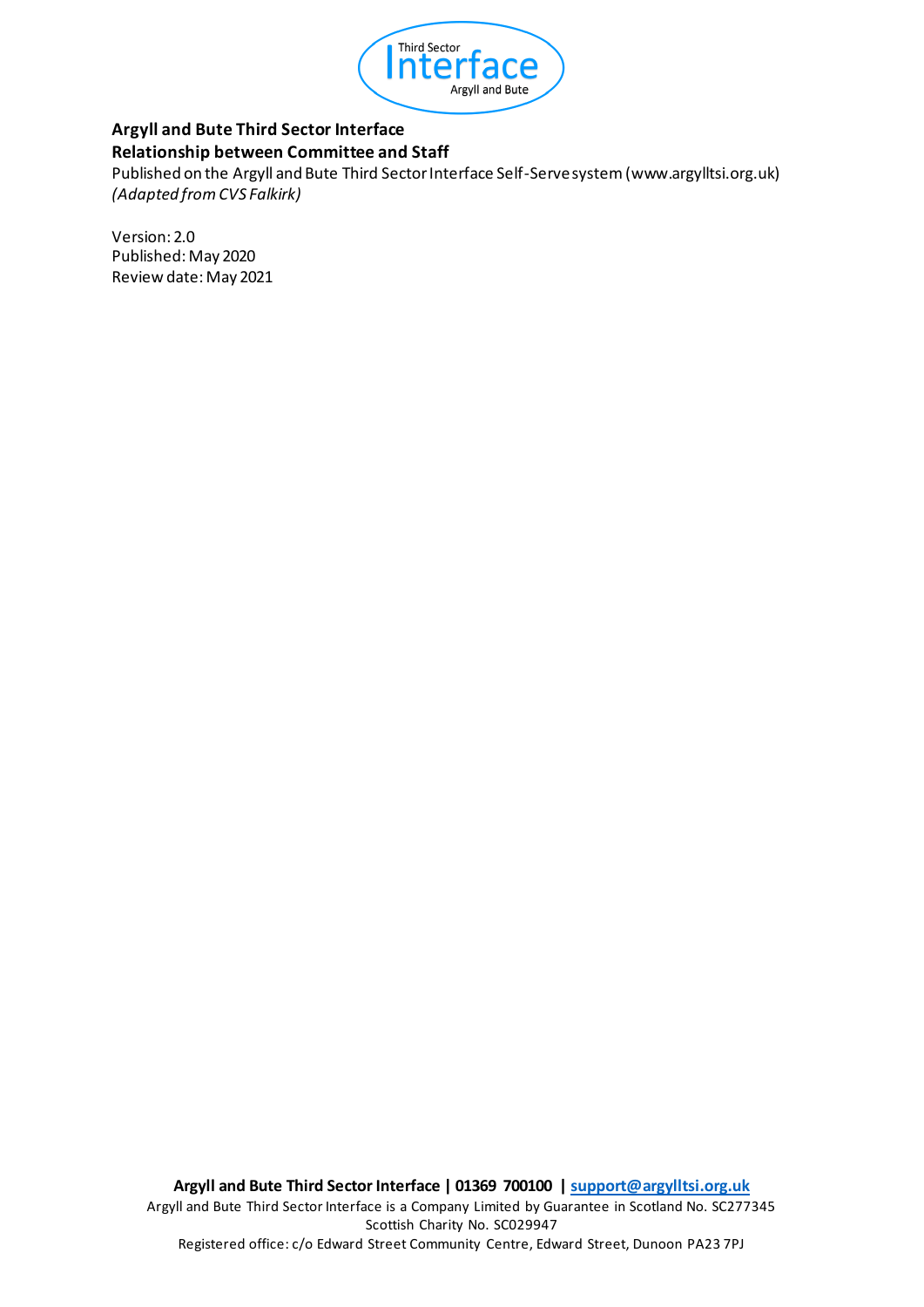**Argyll and Bute Third Sector Interface**
**Relationship between Committee and Staff**
Published on the Argyll and Bute Third Sector Interface Self-Serve system (www.argylltsi.org.uk)
*(Adapted from CVS Falkirk)*

Version: 2.0
Published: May 2020
Review date: May 2021

**Argyll and Bute Third Sector Interface | 01369 700100 | support@argylltsi.org.uk**
Argyll and Bute Third Sector Interface is a Company Limited by Guarantee in Scotland No. SC277345
Scottish Charity No. SC029947
Registered office: c/o Edward Street Community Centre, Edward Street, Dunoon PA23 7PJ